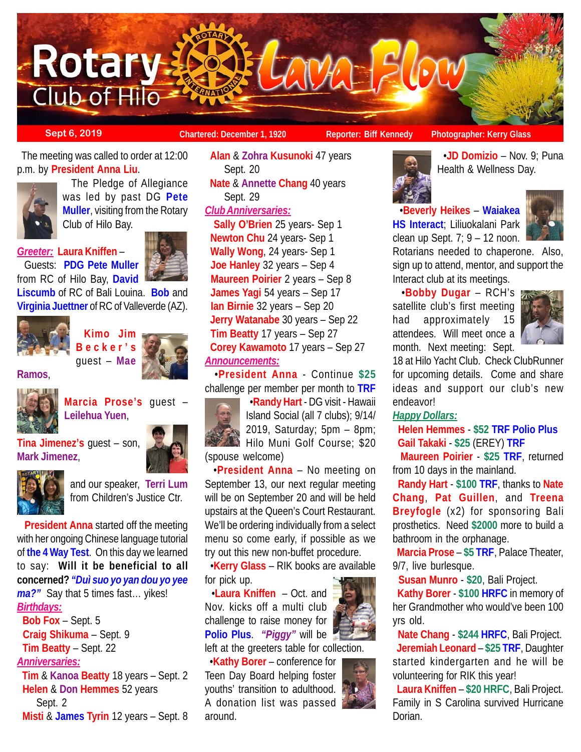# Rotary Club of Hilo — Lava Flow

**Sept 6, 2019** | **Chartered: December 1, 1920** | **Reporter: Biff Kennedy** | **Photographer: Kerry Glass**

The meeting was called to order at 12:00 p.m. by **President Anna Liu**.

The Pledge of Allegiance was led by past DG **Pete Muller**, visiting from the Rotary Club of Hilo Bay.

***Greeter:*** **Laura Kniffen** – Guests: **PDG Pete Muller** from RC of Hilo Bay, **David Liscumb** of RC of Bali Louina. **Bob** and **Virginia Juettner** of RC of Valleverde (AZ).

**Kimo Jim Becker's** guest – **Mae Ramos**,

**Marcia Prose's** guest – **Leilehua Yuen**,

**Tina Jimenez's** guest – son, **Mark Jimenez**,

and our speaker, **Terri Lum** from Children's Justice Ctr.

**President Anna** started off the meeting with her ongoing Chinese language tutorial of **the 4 Way Test**. On this day we learned to say: **Will it be beneficial to all concerned?** ***"Duì suo yo yan dou yo yee ma?"*** Say that 5 times fast… yikes!

***Birthdays:***

**Bob Fox** – Sept. 5
**Craig Shikuma** – Sept. 9
**Tim Beatty** – Sept. 22

***Anniversaries:***

**Tim** & **Kanoa Beatty** 18 years – Sept. 2
**Helen** & **Don Hemmes** 52 years Sept. 2
**Misti** & **James Tyrin** 12 years – Sept. 8
**Alan** & **Zohra Kusunoki** 47 years Sept. 20
**Nate** & **Annette Chang** 40 years Sept. 29

***Club Anniversaries:***

**Sally O'Brien** 25 years- Sep 1
**Newton Chu** 24 years- Sep 1
**Wally Wong**, 24 years- Sep 1
**Joe Hanley** 32 years – Sep 4
**Maureen Poirier** 2 years – Sep 8
**James Yagi** 54 years – Sep 17
**Ian Birnie** 32 years – Sep 20
**Jerry Watanabe** 30 years – Sep 22
**Tim Beatty** 17 years – Sep 27
**Corey Kawamoto** 17 years – Sep 27

***Announcements:***

•**President Anna** - Continue **$25** challenge per member per month to **TRF**

•**Randy Hart** - DG visit - Hawaii Island Social (all 7 clubs); 9/14/ 2019, Saturday; 5pm – 8pm; Hilo Muni Golf Course; $20 (spouse welcome)

•**President Anna** – No meeting on September 13, our next regular meeting will be on September 20 and will be held upstairs at the Queen's Court Restaurant. We'll be ordering individually from a select menu so come early, if possible as we try out this new non-buffet procedure.

•**Kerry Glass** – RIK books are available for pick up.

•**Laura Kniffen** – Oct. and Nov. kicks off a multi club challenge to raise money for **Polio Plus**. ***"Piggy"*** will be left at the greeters table for collection.

•**Kathy Borer** – conference for Teen Day Board helping foster youths' transition to adulthood. A donation list was passed around.

•**JD Domizio** – Nov. 9; Puna Health & Wellness Day.

•**Beverly Heikes** – **Waiakea HS Interact**; Liliuokalani Park clean up Sept. 7; 9 – 12 noon. Rotarians needed to chaperone. Also, sign up to attend, mentor, and support the Interact club at its meetings.

•**Bobby Dugar** – RCH's satellite club's first meeting had approximately 15 attendees. Will meet once a month. Next meeting: Sept. 18 at Hilo Yacht Club. Check ClubRunner for upcoming details. Come and share ideas and support our club's new endeavor!

***Happy Dollars:***

**Helen Hemmes** - **$52 TRF Polio Plus**

**Gail Takaki** - **$25** (EREY) **TRF**

**Maureen Poirier** - **$25 TRF**, returned from 10 days in the mainland.

**Randy Hart** - **$100 TRF**, thanks to **Nate Chang**, **Pat Guillen**, and **Treena Breyfogle** (x2) for sponsoring Bali prosthetics. Need **$2000** more to build a bathroom in the orphanage.

**Marcia Prose** – **$5 TRF**, Palace Theater, 9/7, live burlesque.

**Susan Munro** - **$20**, Bali Project.

**Kathy Borer** - **$100 HRFC** in memory of her Grandmother who would've been 100 yrs old.

**Nate Chang** - **$244 HRFC**, Bali Project.

**Jeremiah Leonard** – **$25 TRF**, Daughter started kindergarten and he will be volunteering for RIK this year!

**Laura Kniffen** – **$20 HRFC**, Bali Project. Family in S Carolina survived Hurricane Dorian.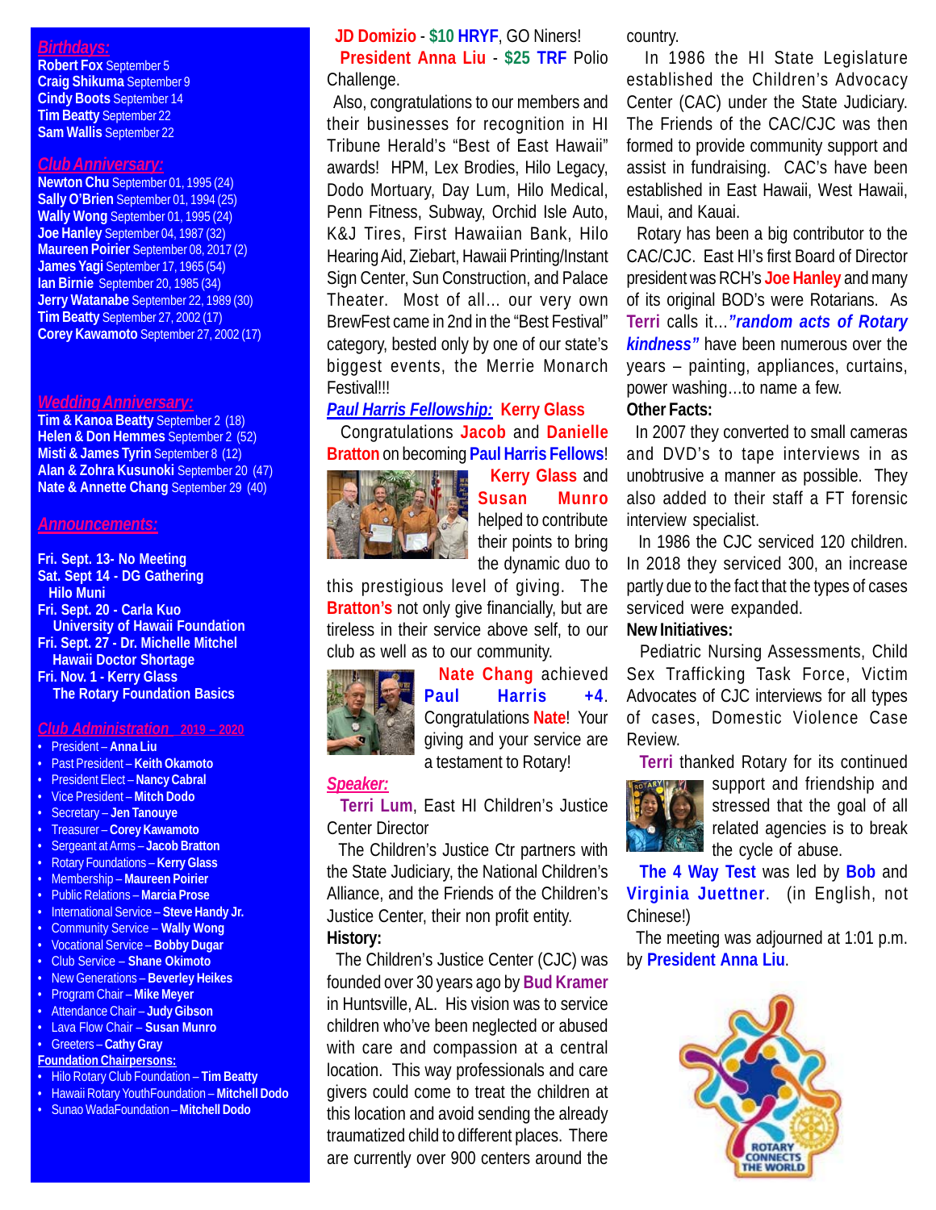## *Birthdays:*

**Robert Fox** September 5
**Craig Shikuma** September 9
**Cindy Boots** September 14
**Tim Beatty** September 22
**Sam Wallis** September 22

## *Club Anniversary:*

**Newton Chu** September 01, 1995 (24)
**Sally O'Brien** September 01, 1994 (25)
**Wally Wong** September 01, 1995 (24)
**Joe Hanley** September 04, 1987 (32)
**Maureen Poirier** September 08, 2017 (2)
**James Yagi** September 17, 1965 (54)
**Ian Birnie** September 20, 1985 (34)
**Jerry Watanabe** September 22, 1989 (30)
**Tim Beatty** September 27, 2002 (17)
**Corey Kawamoto** September 27, 2002 (17)

## *Wedding Anniversary:*

**Tim & Kanoa Beatty** September 2 (18)
**Helen & Don Hemmes** September 2 (52)
**Misti & James Tyrin** September 8 (12)
**Alan & Zohra Kusunoki** September 20 (47)
**Nate & Annette Chang** September 29 (40)

## *Announcements:*

**Fri. Sept. 13- No Meeting**
**Sat. Sept 14 - DG Gathering Hilo Muni**
**Fri. Sept. 20 - Carla Kuo University of Hawaii Foundation**
**Fri. Sept. 27 - Dr. Michelle Mitchel Hawaii Doctor Shortage**
**Fri. Nov. 1 - Kerry Glass The Rotary Foundation Basics**

## *Club Administration* 2019 – 2020

- President – **Anna Liu**
- Past President – **Keith Okamoto**
- President Elect – **Nancy Cabral**
- Vice President – **Mitch Dodo**
- Secretary – **Jen Tanouye**
- Treasurer – **Corey Kawamoto**
- Sergeant at Arms – **Jacob Bratton**
- Rotary Foundations – **Kerry Glass**
- Membership – **Maureen Poirier**
- Public Relations – **Marcia Prose**
- International Service – **Steve Handy Jr.**
- Community Service – **Wally Wong**
- Vocational Service – **Bobby Dugar**
- Club Service – **Shane Okimoto**
- New Generations – **Beverley Heikes**
- Program Chair – **Mike Meyer**
- Attendance Chair – **Judy Gibson**
- Lava Flow Chair – **Susan Munro**
- Greeters – **Cathy Gray**

**Foundation Chairpersons:**

- Hilo Rotary Club Foundation – **Tim Beatty**
- Hawaii Rotary YouthFoundation – **Mitchell Dodo**
- Sunao WadaFoundation – **Mitchell Dodo**

**JD Domizio** - **$10 HRYF**, GO Niners!
**President Anna Liu** - **$25 TRF** Polio Challenge.

Also, congratulations to our members and their businesses for recognition in HI Tribune Herald's "Best of East Hawaii" awards! HPM, Lex Brodies, Hilo Legacy, Dodo Mortuary, Day Lum, Hilo Medical, Penn Fitness, Subway, Orchid Isle Auto, K&J Tires, First Hawaiian Bank, Hilo Hearing Aid, Ziebart, Hawaii Printing/Instant Sign Center, Sun Construction, and Palace Theater. Most of all… our very own BrewFest came in 2nd in the "Best Festival" category, bested only by one of our state's biggest events, the Merrie Monarch Festival!!!

***Paul Harris Fellowship:*** **Kerry Glass**

Congratulations **Jacob** and **Danielle Bratton** on becoming **Paul Harris Fellows**! **Kerry Glass** and **Susan Munro** helped to contribute their points to bring the dynamic duo to this prestigious level of giving. The **Bratton's** not only give financially, but are tireless in their service above self, to our club as well as to our community.

**Nate Chang** achieved **Paul Harris +4**. Congratulations **Nate**! Your giving and your service are a testament to Rotary!

***Speaker:***

**Terri Lum**, East HI Children's Justice Center Director

The Children's Justice Ctr partners with the State Judiciary, the National Children's Alliance, and the Friends of the Children's Justice Center, their non profit entity.

**History:**

The Children's Justice Center (CJC) was founded over 30 years ago by **Bud Kramer** in Huntsville, AL. His vision was to service children who've been neglected or abused with care and compassion at a central location. This way professionals and care givers could come to treat the children at this location and avoid sending the already traumatized child to different places. There are currently over 900 centers around the country.

In 1986 the HI State Legislature established the Children's Advocacy Center (CAC) under the State Judiciary. The Friends of the CAC/CJC was then formed to provide community support and assist in fundraising. CAC's have been established in East Hawaii, West Hawaii, Maui, and Kauai.

Rotary has been a big contributor to the CAC/CJC. East HI's first Board of Director president was RCH's **Joe Hanley** and many of its original BOD's were Rotarians. As **Terri** calls it…***"random acts of Rotary kindness"*** have been numerous over the years – painting, appliances, curtains, power washing…to name a few.

**Other Facts:**

In 2007 they converted to small cameras and DVD's to tape interviews in as unobtrusive a manner as possible. They also added to their staff a FT forensic interview specialist.

In 1986 the CJC serviced 120 children. In 2018 they serviced 300, an increase partly due to the fact that the types of cases serviced were expanded.

**New Initiatives:**

Pediatric Nursing Assessments, Child Sex Trafficking Task Force, Victim Advocates of CJC interviews for all types of cases, Domestic Violence Case Review.

**Terri** thanked Rotary for its continued support and friendship and stressed that the goal of all related agencies is to break the cycle of abuse.

**The 4 Way Test** was led by **Bob** and **Virginia Juettner**. (in English, not Chinese!)

The meeting was adjourned at 1:01 p.m. by **President Anna Liu**.

ROTARY CONNECTS THE WORLD